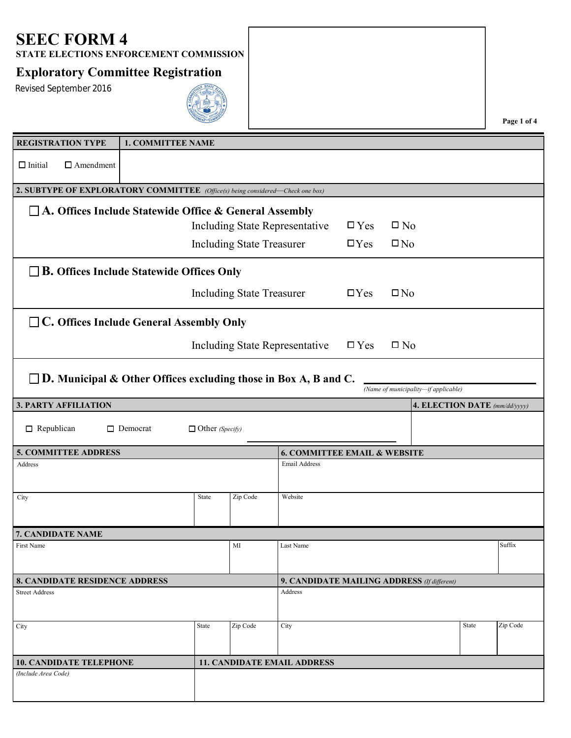# SEEC FORM 4

**STATE ELECTIONS ENFORCEMENT COMMISSION**

## Exploratory Committee Registration

Revised September 2016

| REGISTRATION TYPE | 1. COMMITTEE NAME |
|---|---|
| ☐ Initial ☐ Amendment | |

**2. SUBTYPE OF EXPLORATORY COMMITTEE** *(Office(s) being considered—Check one box)*

☐ **A. Offices Include Statewide Office & General Assembly**

- Including State Representative ☐ Yes ☐ No
- Including State Treasurer ☐ Yes ☐ No

☐ **B. Offices Include Statewide Offices Only**

- Including State Treasurer ☐ Yes ☐ No

☐ **C. Offices Include General Assembly Only**

- Including State Representative ☐ Yes ☐ No

☐ **D. Municipal & Other Offices excluding those in Box A, B and C.** ______________________ *(Name of municipality—if applicable)*

| 3. PARTY AFFILIATION | 4. ELECTION DATE *(mm/dd/yyyy)* |
|---|---|
| ☐ Republican ☐ Democrat ☐ Other *(Specify)* ______________________ | |

| 5. COMMITTEE ADDRESS | | | 6. COMMITTEE EMAIL & WEBSITE |
|---|---|---|---|
| Address | | | Email Address |
| City | State | Zip Code | Website |

| 7. CANDIDATE NAME | | | |
|---|---|---|---|
| First Name | MI | Last Name | Suffix |

| 8. CANDIDATE RESIDENCE ADDRESS | | | 9. CANDIDATE MAILING ADDRESS *(If different)* | | |
|---|---|---|---|---|---|
| Street Address | | | Address | | |
| City | State | Zip Code | City | State | Zip Code |

| 10. CANDIDATE TELEPHONE | 11. CANDIDATE EMAIL ADDRESS |
|---|---|
| *(Include Area Code)* | |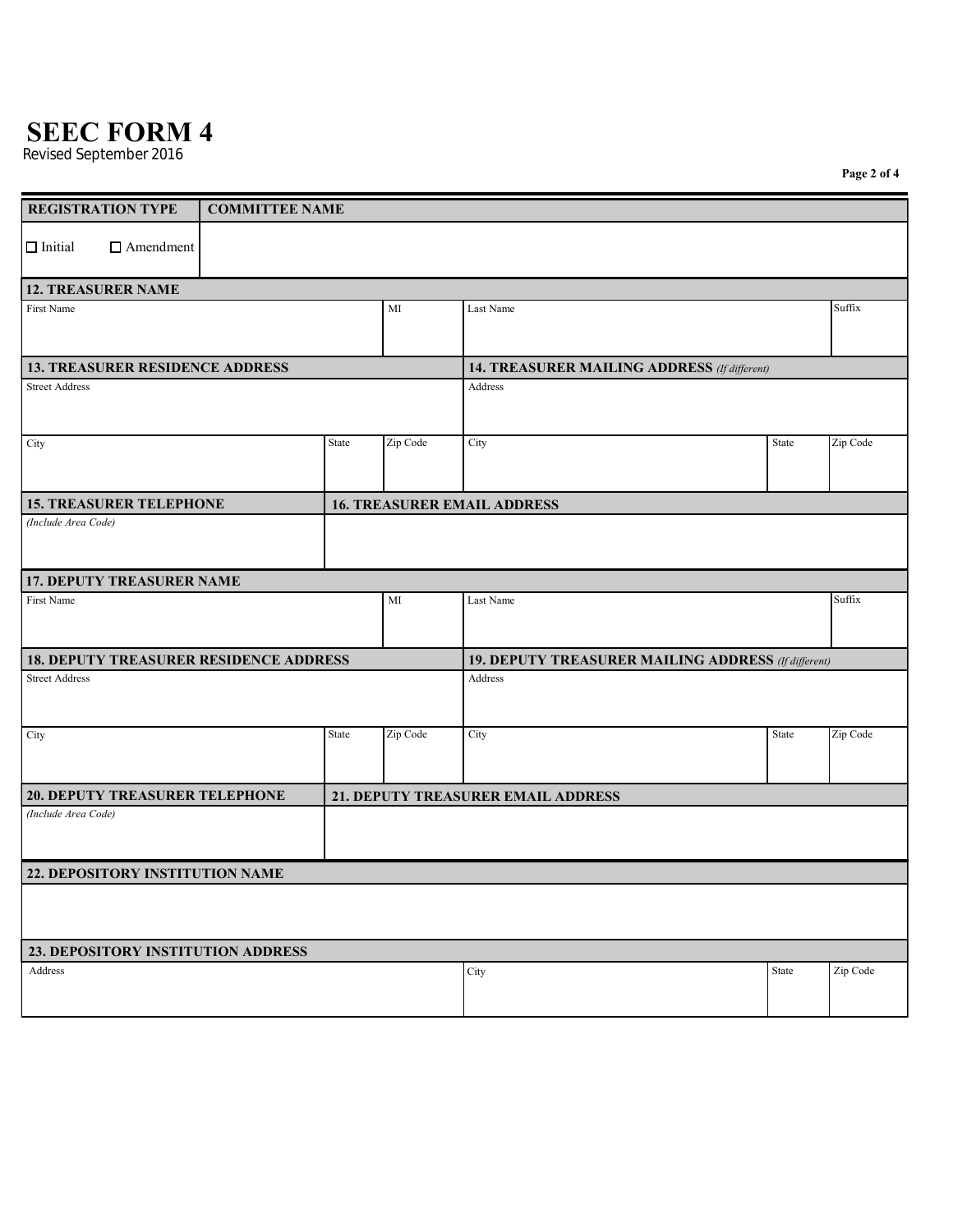# SEEC FORM 4

Revised September 2016

| REGISTRATION TYPE | COMMITTEE NAME |
|---|---|
| ☐ Initial ☐ Amendment | |

**12. TREASURER NAME**

| First Name | MI | Last Name | Suffix |
|---|---|---|---|
| | | | |

| 13. TREASURER RESIDENCE ADDRESS | | | 14. TREASURER MAILING ADDRESS *(If different)* | | |
|---|---|---|---|---|---|
| Street Address | | | Address | | |
| City | State | Zip Code | City | State | Zip Code |

| 15. TREASURER TELEPHONE | 16. TREASURER EMAIL ADDRESS |
|---|---|
| *(Include Area Code)* | |

**17. DEPUTY TREASURER NAME**

| First Name | MI | Last Name | Suffix |
|---|---|---|---|
| | | | |

| 18. DEPUTY TREASURER RESIDENCE ADDRESS | | | 19. DEPUTY TREASURER MAILING ADDRESS *(If different)* | | |
|---|---|---|---|---|---|
| Street Address | | | Address | | |
| City | State | Zip Code | City | State | Zip Code |

| 20. DEPUTY TREASURER TELEPHONE | 21. DEPUTY TREASURER EMAIL ADDRESS |
|---|---|
| *(Include Area Code)* | |

**22. DEPOSITORY INSTITUTION NAME**

**23. DEPOSITORY INSTITUTION ADDRESS**

| Address | City | State | Zip Code |
|---|---|---|---|
| | | | |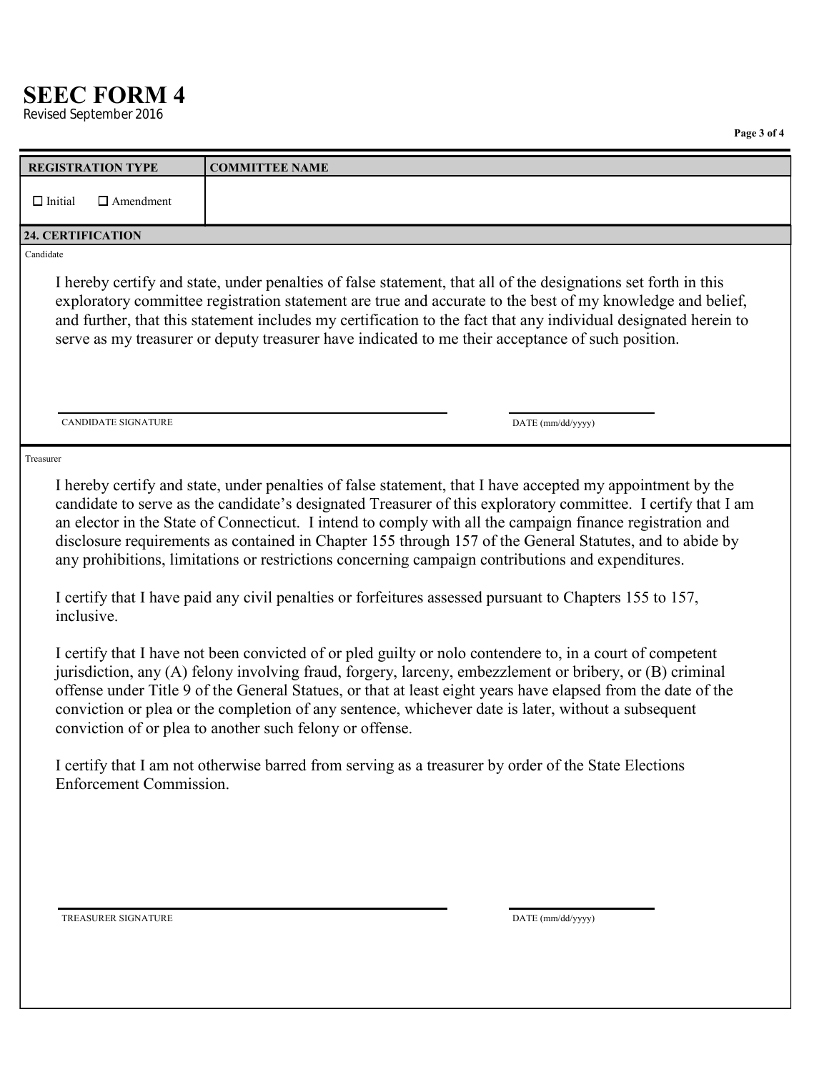# SEEC FORM 4

Revised September 2016

| REGISTRATION TYPE | COMMITTEE NAME |
| --- | --- |
| ☐ Initial ☐ Amendment | |

**24. CERTIFICATION**

Candidate

I hereby certify and state, under penalties of false statement, that all of the designations set forth in this exploratory committee registration statement are true and accurate to the best of my knowledge and belief, and further, that this statement includes my certification to the fact that any individual designated herein to serve as my treasurer or deputy treasurer have indicated to me their acceptance of such position.

CANDIDATE SIGNATURE ______________________ DATE (mm/dd/yyyy) ____________

Treasurer

I hereby certify and state, under penalties of false statement, that I have accepted my appointment by the candidate to serve as the candidate's designated Treasurer of this exploratory committee. I certify that I am an elector in the State of Connecticut. I intend to comply with all the campaign finance registration and disclosure requirements as contained in Chapter 155 through 157 of the General Statutes, and to abide by any prohibitions, limitations or restrictions concerning campaign contributions and expenditures.

I certify that I have paid any civil penalties or forfeitures assessed pursuant to Chapters 155 to 157, inclusive.

I certify that I have not been convicted of or pled guilty or nolo contendere to, in a court of competent jurisdiction, any (A) felony involving fraud, forgery, larceny, embezzlement or bribery, or (B) criminal offense under Title 9 of the General Statues, or that at least eight years have elapsed from the date of the conviction or plea or the completion of any sentence, whichever date is later, without a subsequent conviction of or plea to another such felony or offense.

I certify that I am not otherwise barred from serving as a treasurer by order of the State Elections Enforcement Commission.

TREASURER SIGNATURE ______________________ DATE (mm/dd/yyyy) ____________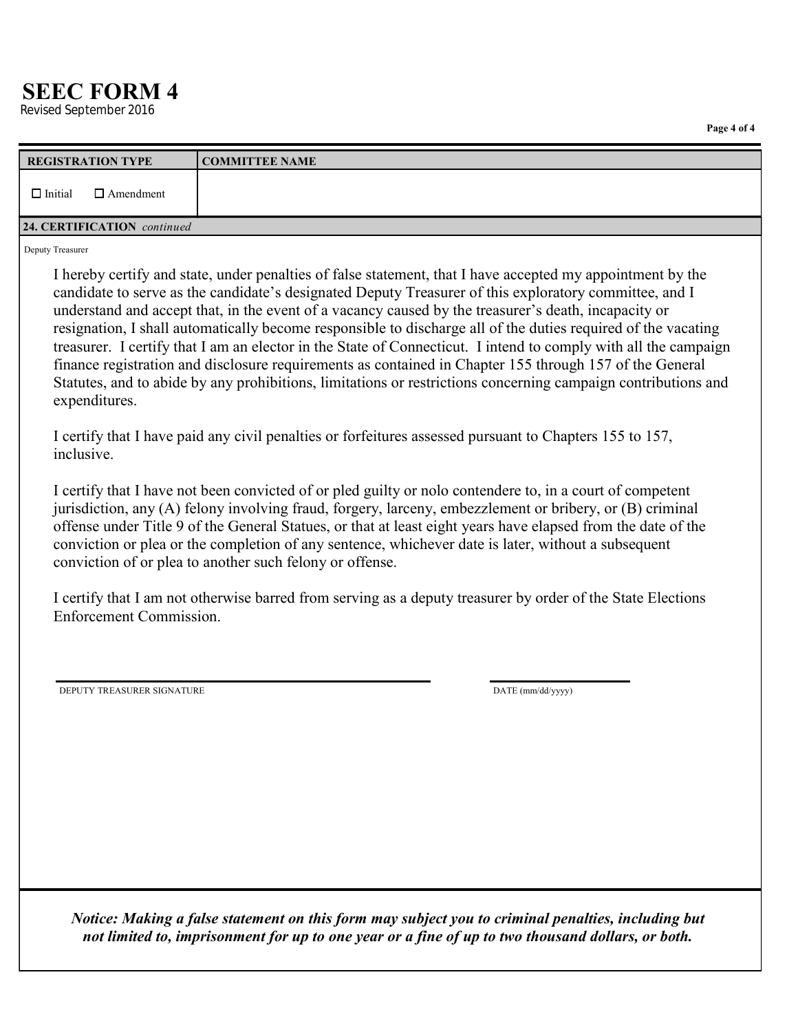# SEEC FORM 4

Revised September 2016

| REGISTRATION TYPE | COMMITTEE NAME |
|---|---|
| ☐ Initial ☐ Amendment | |

**24. CERTIFICATION** *continued*

Deputy Treasurer

I hereby certify and state, under penalties of false statement, that I have accepted my appointment by the candidate to serve as the candidate's designated Deputy Treasurer of this exploratory committee, and I understand and accept that, in the event of a vacancy caused by the treasurer's death, incapacity or resignation, I shall automatically become responsible to discharge all of the duties required of the vacating treasurer. I certify that I am an elector in the State of Connecticut. I intend to comply with all the campaign finance registration and disclosure requirements as contained in Chapter 155 through 157 of the General Statutes, and to abide by any prohibitions, limitations or restrictions concerning campaign contributions and expenditures.

I certify that I have paid any civil penalties or forfeitures assessed pursuant to Chapters 155 to 157, inclusive.

I certify that I have not been convicted of or pled guilty or nolo contendere to, in a court of competent jurisdiction, any (A) felony involving fraud, forgery, larceny, embezzlement or bribery, or (B) criminal offense under Title 9 of the General Statues, or that at least eight years have elapsed from the date of the conviction or plea or the completion of any sentence, whichever date is later, without a subsequent conviction of or plea to another such felony or offense.

I certify that I am not otherwise barred from serving as a deputy treasurer by order of the State Elections Enforcement Commission.

DEPUTY TREASURER SIGNATURE

DATE (mm/dd/yyyy)

***Notice: Making a false statement on this form may subject you to criminal penalties, including but not limited to, imprisonment for up to one year or a fine of up to two thousand dollars, or both.***